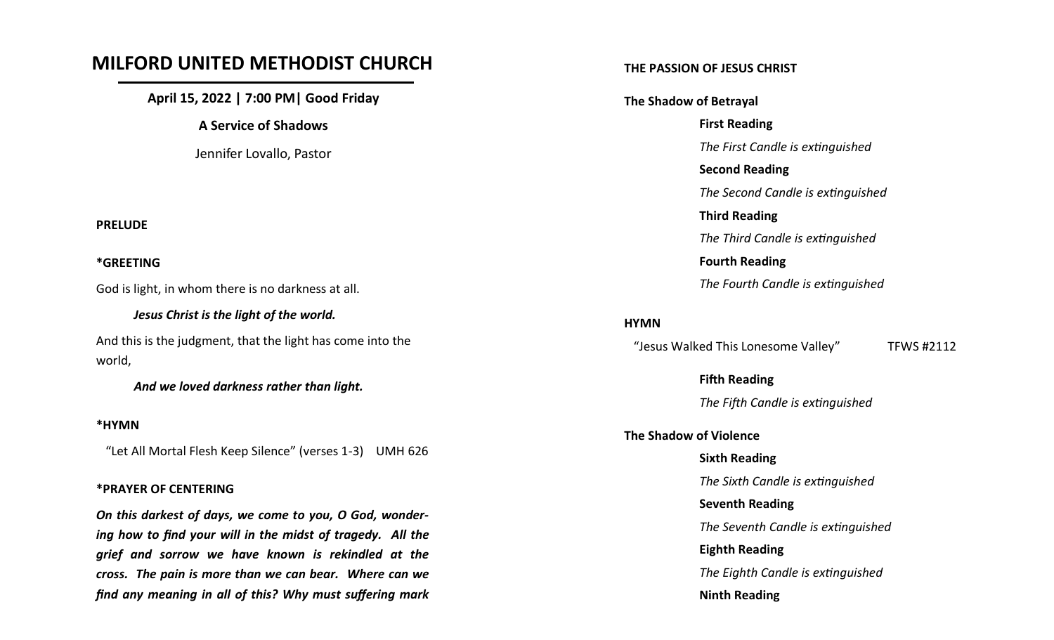# MILFORD UNITED METHODIST CHURCH

**April 15, 2022 | 7:00 PM| Good Friday**

**A Service of Shadows**

Jennifer Lovallo, Pastor

**PRELUDE**

**\*GREETING**

God is light, in whom there is no darkness at all.

***Jesus Christ is the light of the world.***

And this is the judgment, that the light has come into the world,

***And we loved darkness rather than light.***

**\*HYMN**

"Let All Mortal Flesh Keep Silence" (verses 1-3) UMH 626

**\*PRAYER OF CENTERING**

***On this darkest of days, we come to you, O God, wondering how to find your will in the midst of tragedy. All the grief and sorrow we have known is rekindled at the cross. The pain is more than we can bear. Where can we find any meaning in all of this? Why must suffering mark***

**THE PASSION OF JESUS CHRIST**

**The Shadow of Betrayal**

**First Reading**

*The First Candle is extinguished*

**Second Reading**

*The Second Candle is extinguished*

**Third Reading**

*The Third Candle is extinguished*

**Fourth Reading**

*The Fourth Candle is extinguished*

**HYMN**

"Jesus Walked This Lonesome Valley" TFWS #2112

**Fifth Reading**

*The Fifth Candle is extinguished*

**The Shadow of Violence**

**Sixth Reading**

*The Sixth Candle is extinguished*

**Seventh Reading**

*The Seventh Candle is extinguished*

**Eighth Reading**

*The Eighth Candle is extinguished*

**Ninth Reading**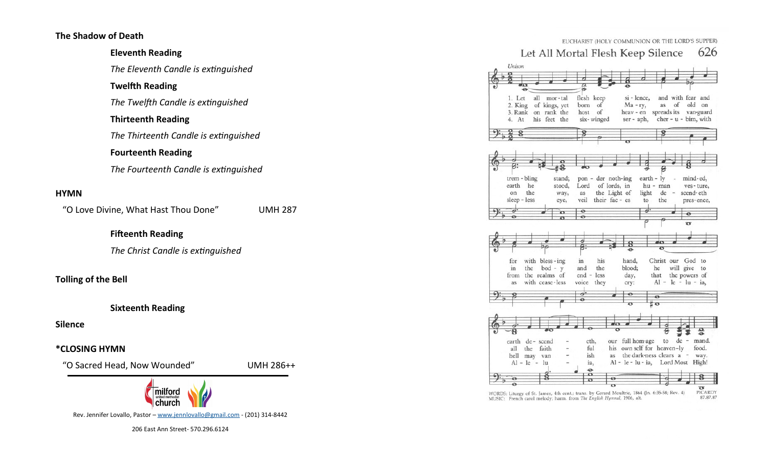## The Shadow of Death

**Eleventh Reading**

*The Eleventh Candle is extinguished*

**Twelfth Reading**

*The Twelfth Candle is extinguished*

**Thirteenth Reading**

*The Thirteenth Candle is extinguished*

**Fourteenth Reading**

*The Fourteenth Candle is extinguished*

## HYMN

"O Love Divine, What Hast Thou Done" UMH 287

**Fifteenth Reading**

*The Christ Candle is extinguished*

## Tolling of the Bell

**Sixteenth Reading**

## Silence

## *CLOSING HYMN

"O Sacred Head, Now Wounded" UMH 286++

Rev. Jennifer Lovallo, Pastor – www.jennlovallo@gmail.com - (201) 314-8442

206 East Ann Street- 570.296.6124

EUCHARIST (HOLY COMMUNION OR THE LORD'S SUPPER)

### Let All Mortal Flesh Keep Silence 626

Unison

1. Let all mortal flesh keep silence, and with fear and trembling stand; ponder nothing earthly-minded, for with blessing in his hand, Christ our God to earth descendeth, our full homage to demand.

2. King of kings, yet born of Mary, as of old on earth he stood, Lord of lords, in human vesture, in the body and the blood; he will give to all the faithful his own self for heavenly food.

3. Rank on rank the host of heaven spreads its vanguard on the way, as the Light of light descendeth from the realms of endless day, that the powers of hell may vanish as the darkness clears away.

4. At his feet the six-winged seraph, cherubim, with sleepless eye, veil their faces to the presence, as with ceaseless voice they cry: Alleluia, Alleluia, Alleluia, Lord Most High!

WORDS: Liturgy of St. James, 4th cent.; trans. by Gerard Moultrie, 1864 (Jn. 6:35-58; Rev. 4)
MUSIC: French carol melody; harm. from *The English Hymnal*, 1906, alt.

PICARDY
87.87.87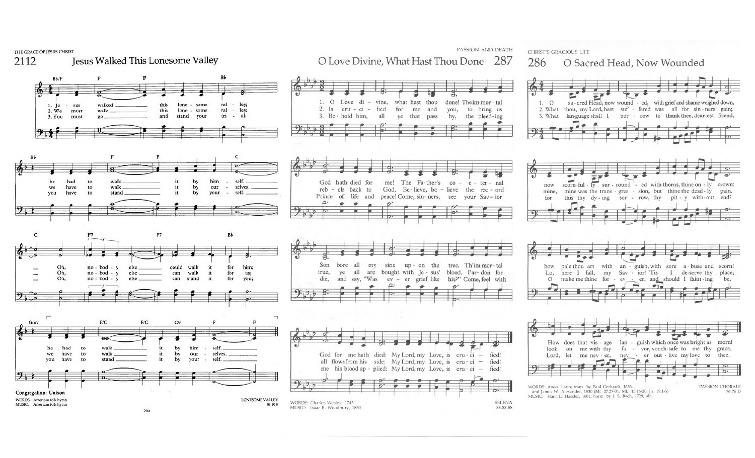## 2112 Jesus Walked This Lonesome Valley

1. Jesus walked this lonesome valley; he had to walk it by himself. Oh, nobody else could walk it for him; he had to walk it by himself.

2. We must walk this lonesome valley; we have to walk it by ourselves. Oh, nobody else can walk it for us; we have to walk it by ourselves.

3. You must go and stand your trial; you have to stand it by yourself. Oh, nobody else can stand it for you; you have to stand it by yourself.

Congregation: Unison

WORDS: American folk hymn
MUSIC: American folk hymn

LONESOME VALLEY
88.10 8

## 287 O Love Divine, What Hast Thou Done

1. O Love divine, what hast thou done! The immortal God hath died for me! The Father's coeternal Son bore all my sins upon the tree. Th'immortal God for me hath died: My Lord, my Love, is crucified!

2. Is crucified for me and you, to bring us rebels back to God. Believe, believe the record true, ye all are bought with Jesus' blood. Pardon for all flows from his side: My Lord, my Love, is crucified!

3. Behold him, all ye that pass by, the bleeding Prince of life and peace! Come, sinners, see your Savior die, and say, "Was ever grief like his?" Come, feel with me his blood applied: My Lord, my Love, is crucified!

WORDS: Charles Wesley, 1742
MUSIC: Isaac B. Woodbury, 1850

SELENA
88.88.88

## 286 O Sacred Head, Now Wounded

1. O sacred Head, now wounded, with grief and shame weighed down, now scornfully surrounded with thorns, thine only crown: how pale thou art with anguish, with sore abuse and scorn! How does that visage languish, which once was bright as morn!

2. What thou, my Lord, hast suffered was all for sinners' gain; mine, mine was the transgression, but thine the deadly pain. Lo, here I fall, my Savior! 'Tis I deserve thy place; look on me with thy favor, vouchsafe to me thy grace.

3. What language shall I borrow to thank thee, dearest friend, for this thy dying sorrow, thy pity without end? O make me thine forever; and should I fainting be, Lord, let me never, never outlive my love to thee.

WORDS: Anon. Latin; trans. by Paul Gerhardt, 1656, and James W. Alexander, 1830 (Mt. 27:27-31; Mk. 15:16-20; Jn. 19:1-5)
MUSIC: Hans L. Hassler, 1601; harm. by J. S. Bach, 1729, alt.

PASSION CHORALE
76.76 D